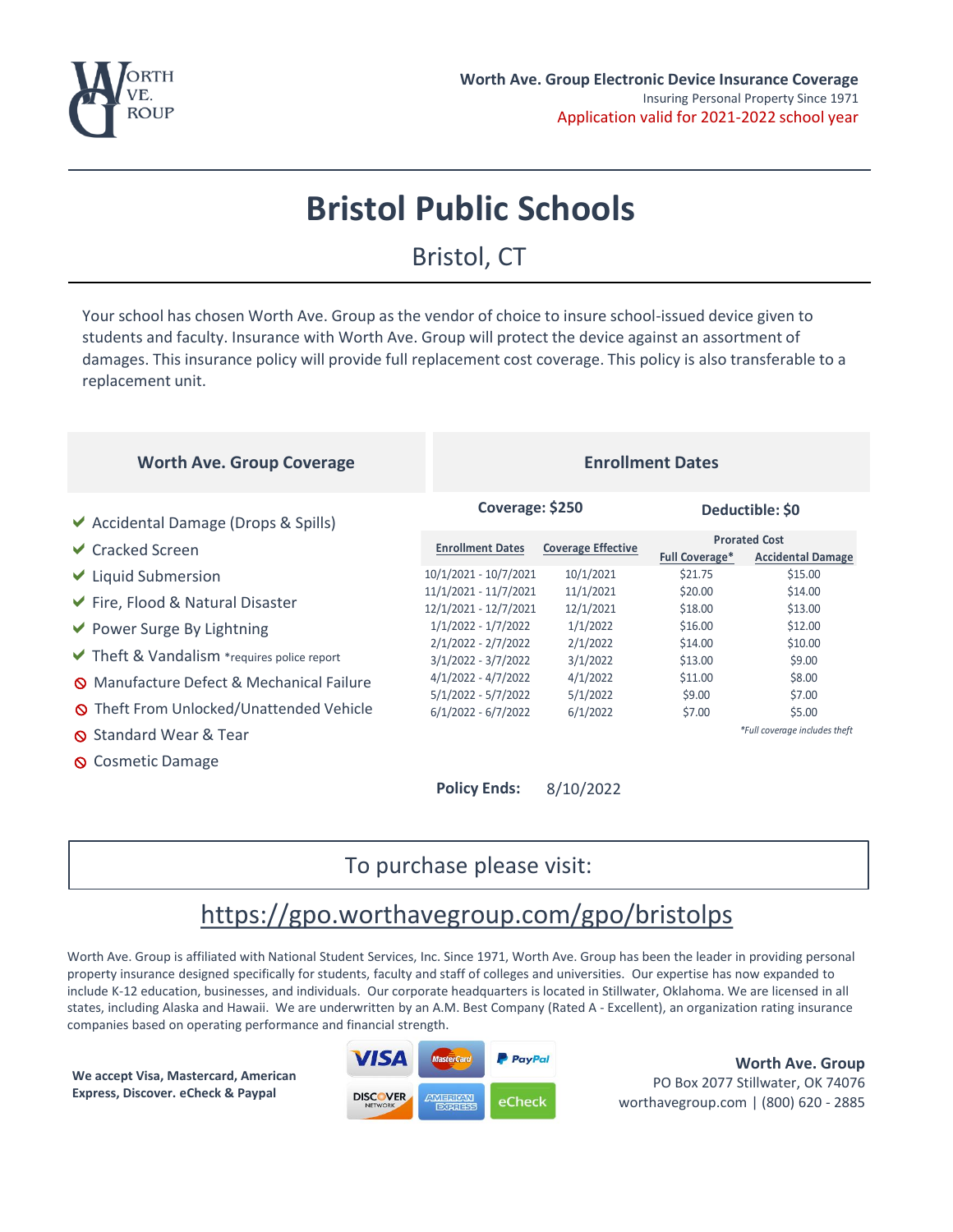**Worth Ave. Group Electronic Device Insurance Coverage**

Insuring Personal Property Since 1971

Application valid for 2021-2022 school year

# Bristol Public Schools

## Bristol, CT

Your school has chosen Worth Ave. Group as the vendor of choice to insure school-issued device given to students and faculty. Insurance with Worth Ave. Group will protect the device against an assortment of damages. This insurance policy will provide full replacement cost coverage. This policy is also transferable to a replacement unit.

### Worth Ave. Group Coverage

- ✔ Accidental Damage (Drops & Spills)
- ✔ Cracked Screen
- ✔ Liquid Submersion
- ✔ Fire, Flood & Natural Disaster
- ✔ Power Surge By Lightning
- ✔ Theft & Vandalism *requires police report
- ⊘ Manufacture Defect & Mechanical Failure
- ⊘ Theft From Unlocked/Unattended Vehicle
- ⊘ Standard Wear & Tear
- ⊘ Cosmetic Damage

### Enrollment Dates

**Coverage: $250** **Deductible: $0**

| Enrollment Dates | Coverage Effective | Prorated Cost | |
|---|---|---|---|
| | | Full Coverage* | Accidental Damage |
| 10/1/2021 - 10/7/2021 | 10/1/2021 | $21.75 | $15.00 |
| 11/1/2021 - 11/7/2021 | 11/1/2021 | $20.00 | $14.00 |
| 12/1/2021 - 12/7/2021 | 12/1/2021 | $18.00 | $13.00 |
| 1/1/2022 - 1/7/2022 | 1/1/2022 | $16.00 | $12.00 |
| 2/1/2022 - 2/7/2022 | 2/1/2022 | $14.00 | $10.00 |
| 3/1/2022 - 3/7/2022 | 3/1/2022 | $13.00 | $9.00 |
| 4/1/2022 - 4/7/2022 | 4/1/2022 | $11.00 | $8.00 |
| 5/1/2022 - 5/7/2022 | 5/1/2022 | $9.00 | $7.00 |
| 6/1/2022 - 6/7/2022 | 6/1/2022 | $7.00 | $5.00 |

*\*Full coverage includes theft*

**Policy Ends:** 8/10/2022

To purchase please visit:

https://gpo.worthavegroup.com/gpo/bristolps

Worth Ave. Group is affiliated with National Student Services, Inc. Since 1971, Worth Ave. Group has been the leader in providing personal property insurance designed specifically for students, faculty and staff of colleges and universities. Our expertise has now expanded to include K-12 education, businesses, and individuals. Our corporate headquarters is located in Stillwater, Oklahoma. We are licensed in all states, including Alaska and Hawaii. We are underwritten by an A.M. Best Company (Rated A - Excellent), an organization rating insurance companies based on operating performance and financial strength.

**We accept Visa, Mastercard, American Express, Discover. eCheck & Paypal**

**Worth Ave. Group**
PO Box 2077 Stillwater, OK 74076
worthavegroup.com | (800) 620 - 2885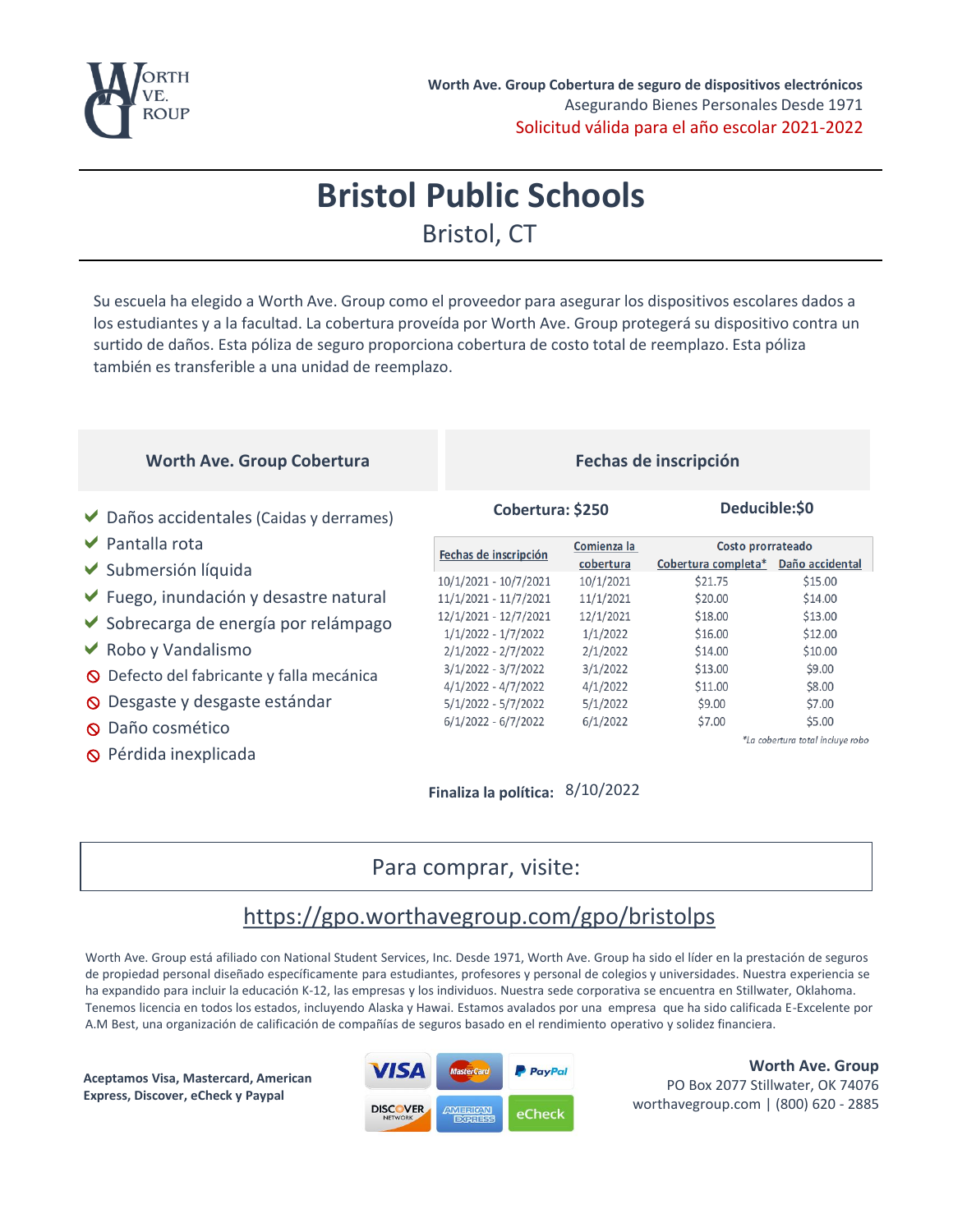WORTH AVE. GROUP

**Worth Ave. Group Cobertura de seguro de dispositivos electrónicos**
Asegurando Bienes Personales Desde 1971
Solicitud válida para el año escolar 2021-2022

# Bristol Public Schools

## Bristol, CT

Su escuela ha elegido a Worth Ave. Group como el proveedor para asegurar los dispositivos escolares dados a los estudiantes y a la facultad. La cobertura proveída por Worth Ave. Group protegerá su dispositivo contra un surtido de daños. Esta póliza de seguro proporciona cobertura de costo total de reemplazo. Esta póliza también es transferible a una unidad de reemplazo.

### Worth Ave. Group Cobertura

- ✔ Daños accidentales (Caidas y derrames)
- ✔ Pantalla rota
- ✔ Submersión líquida
- ✔ Fuego, inundación y desastre natural
- ✔ Sobrecarga de energía por relámpago
- ✔ Robo y Vandalismo
- ⦸ Defecto del fabricante y falla mecánica
- ⦸ Desgaste y desgaste estándar
- ⦸ Daño cosmético
- ⦸ Pérdida inexplicada

### Fechas de inscripción

**Cobertura: $250** **Deducible:$0**

| Fechas de inscripción | Comienza la cobertura | Costo prorrateado | |
|---|---|---|---|
| | | Cobertura completa* | Daño accidental |
| 10/1/2021 - 10/7/2021 | 10/1/2021 | $21.75 | $15.00 |
| 11/1/2021 - 11/7/2021 | 11/1/2021 | $20.00 | $14.00 |
| 12/1/2021 - 12/7/2021 | 12/1/2021 | $18.00 | $13.00 |
| 1/1/2022 - 1/7/2022 | 1/1/2022 | $16.00 | $12.00 |
| 2/1/2022 - 2/7/2022 | 2/1/2022 | $14.00 | $10.00 |
| 3/1/2022 - 3/7/2022 | 3/1/2022 | $13.00 | $9.00 |
| 4/1/2022 - 4/7/2022 | 4/1/2022 | $11.00 | $8.00 |
| 5/1/2022 - 5/7/2022 | 5/1/2022 | $9.00 | $7.00 |
| 6/1/2022 - 6/7/2022 | 6/1/2022 | $7.00 | $5.00 |

*La cobertura total incluye robo

**Finaliza la política:** 8/10/2022

Para comprar, visite:

https://gpo.worthavegroup.com/gpo/bristolps

Worth Ave. Group está afiliado con National Student Services, Inc. Desde 1971, Worth Ave. Group ha sido el líder en la prestación de seguros de propiedad personal diseñado específicamente para estudiantes, profesores y personal de colegios y universidades. Nuestra experiencia se ha expandido para incluir la educación K-12, las empresas y los individuos. Nuestra sede corporativa se encuentra en Stillwater, Oklahoma. Tenemos licencia en todos los estados, incluyendo Alaska y Hawai. Estamos avalados por una empresa que ha sido calificada E-Excelente por A.M Best, una organización de calificación de compañías de seguros basado en el rendimiento operativo y solidez financiera.

**Aceptamos Visa, Mastercard, American Express, Discover, eCheck y Paypal**

VISA MasterCard PayPal DISCOVER NETWORK AMERICAN EXPRESS eCheck

**Worth Ave. Group**
PO Box 2077 Stillwater, OK 74076
worthavegroup.com | (800) 620 - 2885